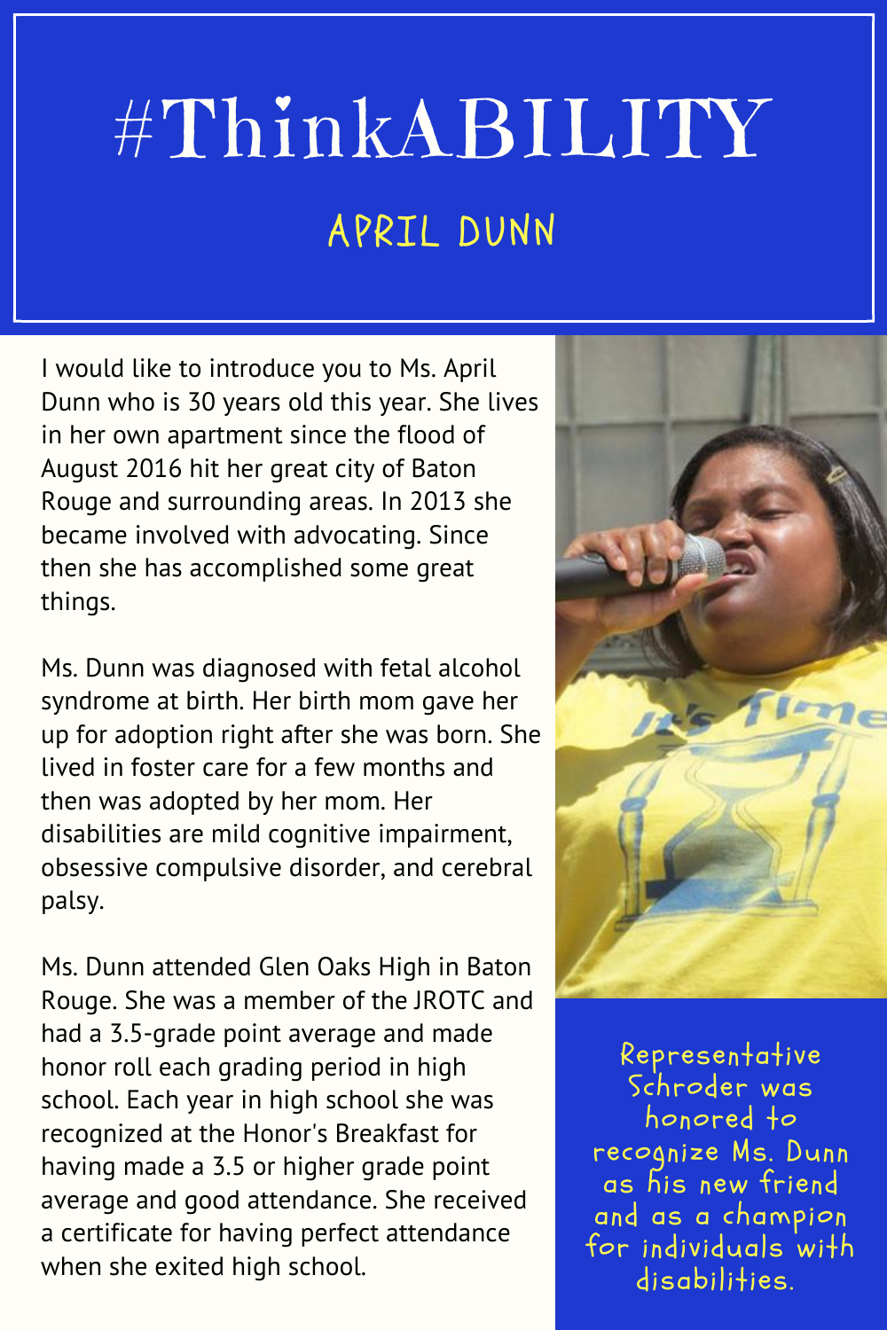# #ThinkABILITY

## APRIL DUNN

I would like to introduce you to Ms. April Dunn who is 30 years old this year. She lives in her own apartment since the flood of August 2016 hit her great city of Baton Rouge and surrounding areas. In 2013 she became involved with advocating. Since then she has accomplished some great things.

Ms. Dunn was diagnosed with fetal alcohol syndrome at birth. Her birth mom gave her up for adoption right after she was born. She lived in foster care for a few months and then was adopted by her mom. Her disabilities are mild cognitive impairment, obsessive compulsive disorder, and cerebral palsy.

Ms. Dunn attended Glen Oaks High in Baton Rouge. She was a member of the JROTC and had a 3.5-grade point average and made honor roll each grading period in high school. Each year in high school she was recognized at the Honor's Breakfast for having made a 3.5 or higher grade point average and good attendance. She received a certificate for having perfect attendance when she exited high school.

Representative Schroder was honored to recognize Ms. Dunn as his new friend and as a champion for individuals with disabilities.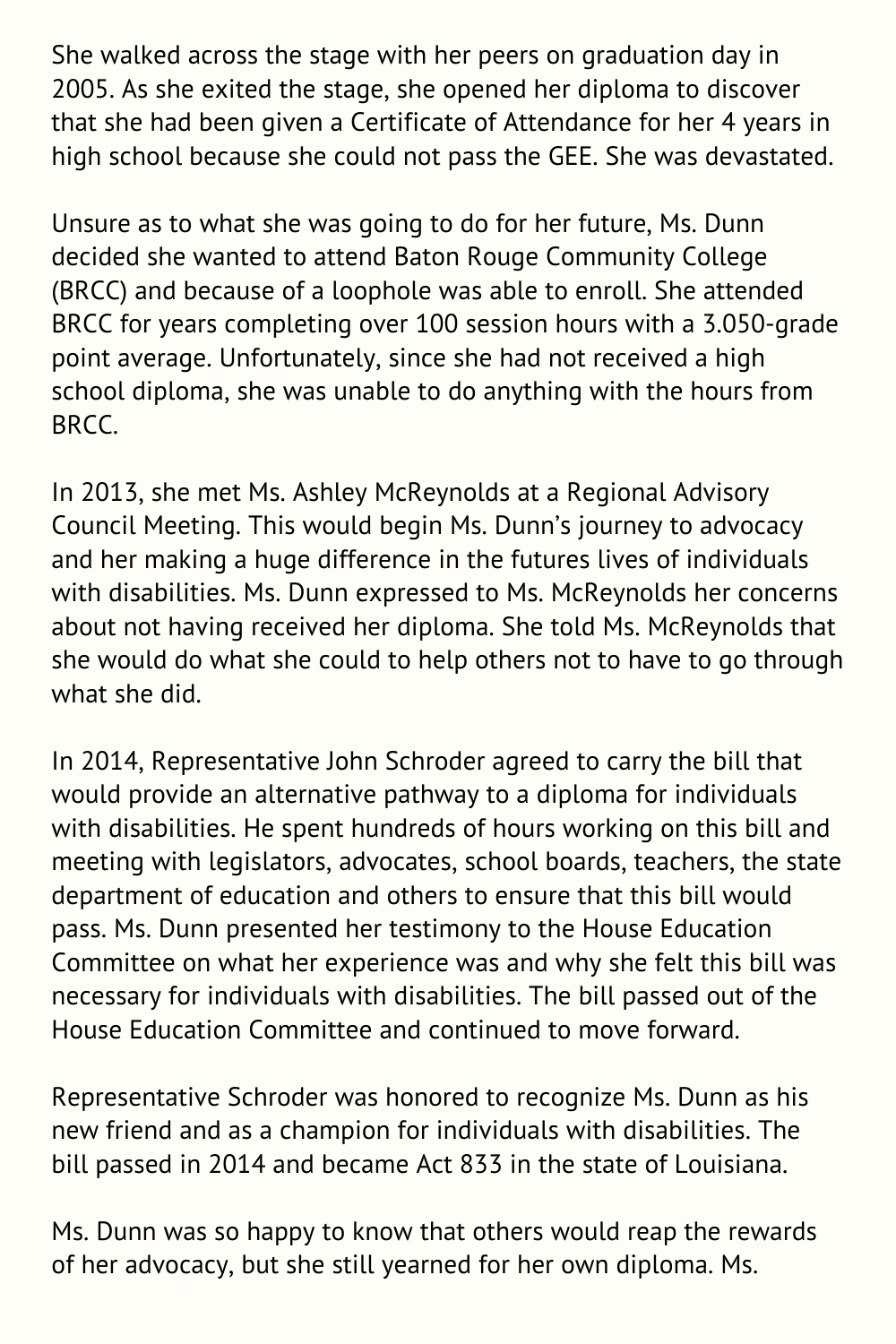She walked across the stage with her peers on graduation day in 2005. As she exited the stage, she opened her diploma to discover that she had been given a Certificate of Attendance for her 4 years in high school because she could not pass the GEE. She was devastated.

Unsure as to what she was going to do for her future, Ms. Dunn decided she wanted to attend Baton Rouge Community College (BRCC) and because of a loophole was able to enroll. She attended BRCC for years completing over 100 session hours with a 3.050-grade point average. Unfortunately, since she had not received a high school diploma, she was unable to do anything with the hours from BRCC.

In 2013, she met Ms. Ashley McReynolds at a Regional Advisory Council Meeting. This would begin Ms. Dunn's journey to advocacy and her making a huge difference in the futures lives of individuals with disabilities. Ms. Dunn expressed to Ms. McReynolds her concerns about not having received her diploma. She told Ms. McReynolds that she would do what she could to help others not to have to go through what she did.

In 2014, Representative John Schroder agreed to carry the bill that would provide an alternative pathway to a diploma for individuals with disabilities. He spent hundreds of hours working on this bill and meeting with legislators, advocates, school boards, teachers, the state department of education and others to ensure that this bill would pass. Ms. Dunn presented her testimony to the House Education Committee on what her experience was and why she felt this bill was necessary for individuals with disabilities. The bill passed out of the House Education Committee and continued to move forward.

Representative Schroder was honored to recognize Ms. Dunn as his new friend and as a champion for individuals with disabilities. The bill passed in 2014 and became Act 833 in the state of Louisiana.

Ms. Dunn was so happy to know that others would reap the rewards of her advocacy, but she still yearned for her own diploma. Ms.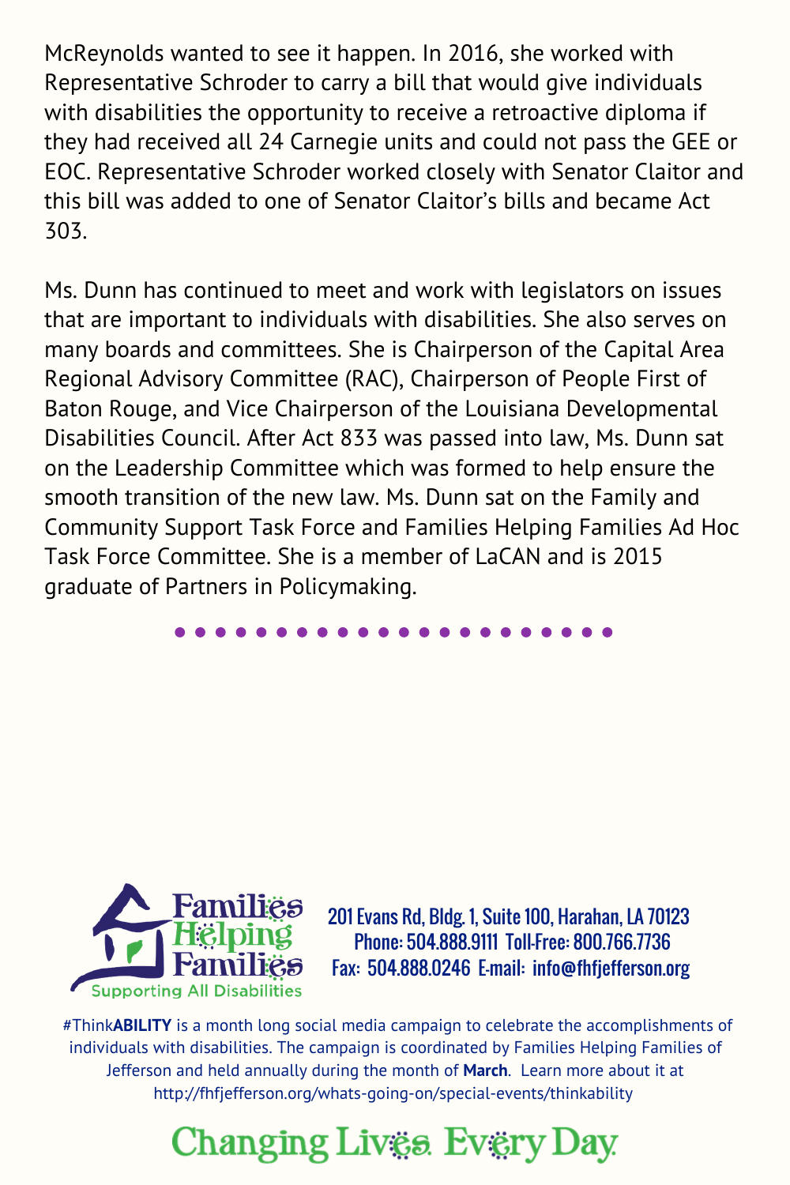McReynolds wanted to see it happen. In 2016, she worked with Representative Schroder to carry a bill that would give individuals with disabilities the opportunity to receive a retroactive diploma if they had received all 24 Carnegie units and could not pass the GEE or EOC. Representative Schroder worked closely with Senator Claitor and this bill was added to one of Senator Claitor's bills and became Act 303.

Ms. Dunn has continued to meet and work with legislators on issues that are important to individuals with disabilities. She also serves on many boards and committees. She is Chairperson of the Capital Area Regional Advisory Committee (RAC), Chairperson of People First of Baton Rouge, and Vice Chairperson of the Louisiana Developmental Disabilities Council. After Act 833 was passed into law, Ms. Dunn sat on the Leadership Committee which was formed to help ensure the smooth transition of the new law. Ms. Dunn sat on the Family and Community Support Task Force and Families Helping Families Ad Hoc Task Force Committee. She is a member of LaCAN and is 2015 graduate of Partners in Policymaking.

Families Helping Families
Supporting All Disabilities

201 Evans Rd, Bldg. 1, Suite 100, Harahan, LA 70123
Phone: 504.888.9111 Toll-Free: 800.766.7736
Fax: 504.888.0246 E-mail: info@fhfjefferson.org

#Think**ABILITY** is a month long social media campaign to celebrate the accomplishments of individuals with disabilities. The campaign is coordinated by Families Helping Families of Jefferson and held annually during the month of **March**. Learn more about it at http://fhfjefferson.org/whats-going-on/special-events/thinkability

Changing Lives. Every Day.